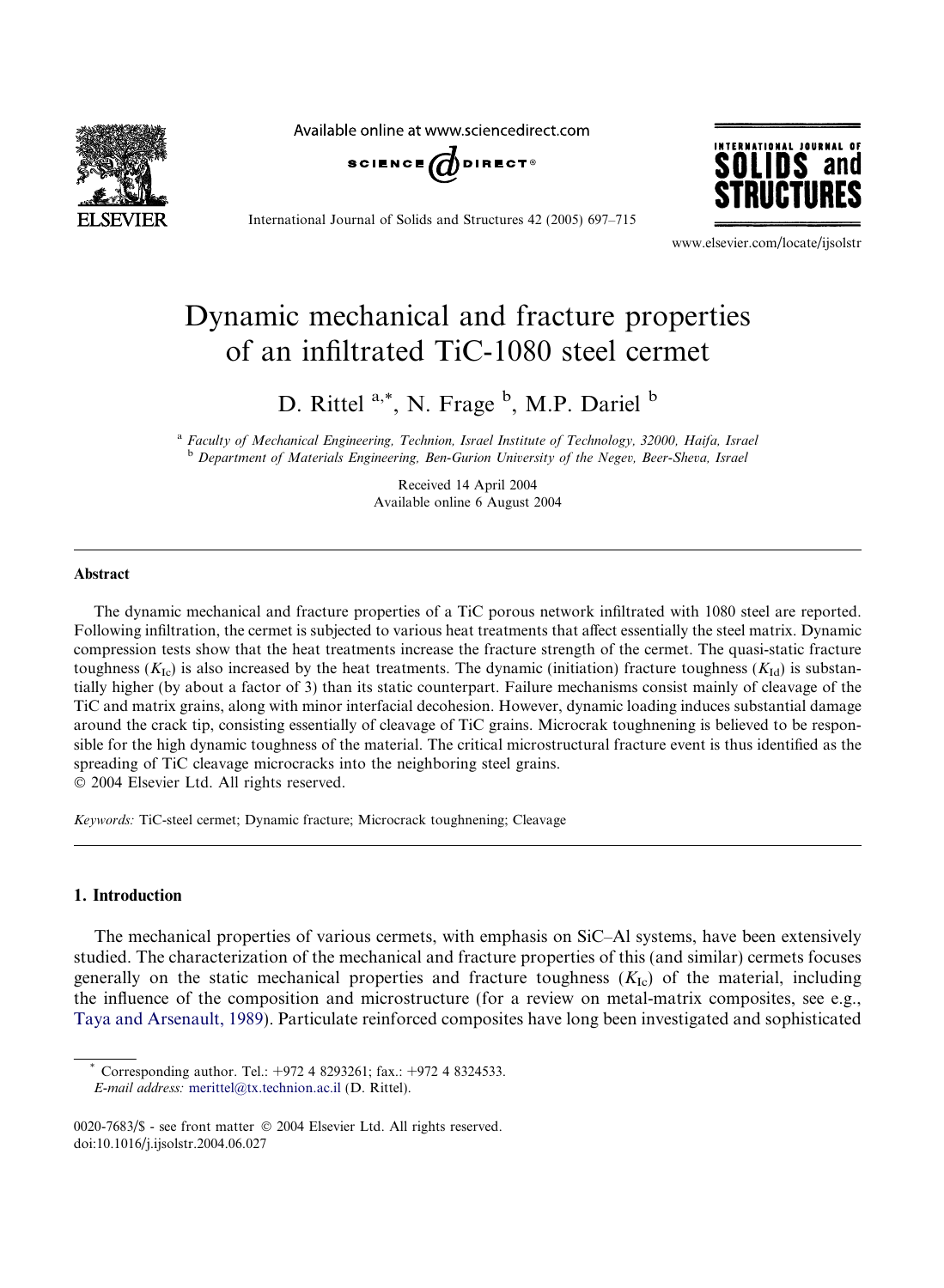# Dynamic mechanical and fracture properties of an infiltrated TiC-1080 steel cermet

D. Rittel [a,*], N. Frage [b], M.P. Dariel [b]

[a] Faculty of Mechanical Engineering, Technion, Israel Institute of Technology, 32000, Haifa, Israel
[b] Department of Materials Engineering, Ben-Gurion University of the Negev, Beer-Sheva, Israel

Received 14 April 2004
Available online 6 August 2004

## Abstract

The dynamic mechanical and fracture properties of a TiC porous network infiltrated with 1080 steel are reported. Following infiltration, the cermet is subjected to various heat treatments that affect essentially the steel matrix. Dynamic compression tests show that the heat treatments increase the fracture strength of the cermet. The quasi-static fracture toughness ($K_{Ic}$) is also increased by the heat treatments. The dynamic (initiation) fracture toughness ($K_{Id}$) is substantially higher (by about a factor of 3) than its static counterpart. Failure mechanisms consist mainly of cleavage of the TiC and matrix grains, along with minor interfacial decohesion. However, dynamic loading induces substantial damage around the crack tip, consisting essentially of cleavage of TiC grains. Microcrak toughnening is believed to be responsible for the high dynamic toughness of the material. The critical microstructural fracture event is thus identified as the spreading of TiC cleavage microcracks into the neighboring steel grains.
© 2004 Elsevier Ltd. All rights reserved.

*Keywords:* TiC-steel cermet; Dynamic fracture; Microcrack toughnening; Cleavage

## 1. Introduction

The mechanical properties of various cermets, with emphasis on SiC–Al systems, have been extensively studied. The characterization of the mechanical and fracture properties of this (and similar) cermets focuses generally on the static mechanical properties and fracture toughness ($K_{Ic}$) of the material, including the influence of the composition and microstructure (for a review on metal-matrix composites, see e.g., Taya and Arsenault, 1989). Particulate reinforced composites have long been investigated and sophisticated

---

* Corresponding author. Tel.: +972 4 8293261; fax.: +972 4 8324533.
*E-mail address:* merittel@tx.technion.ac.il (D. Rittel).

0020-7683/$ - see front matter © 2004 Elsevier Ltd. All rights reserved.
doi:10.1016/j.ijsolstr.2004.06.027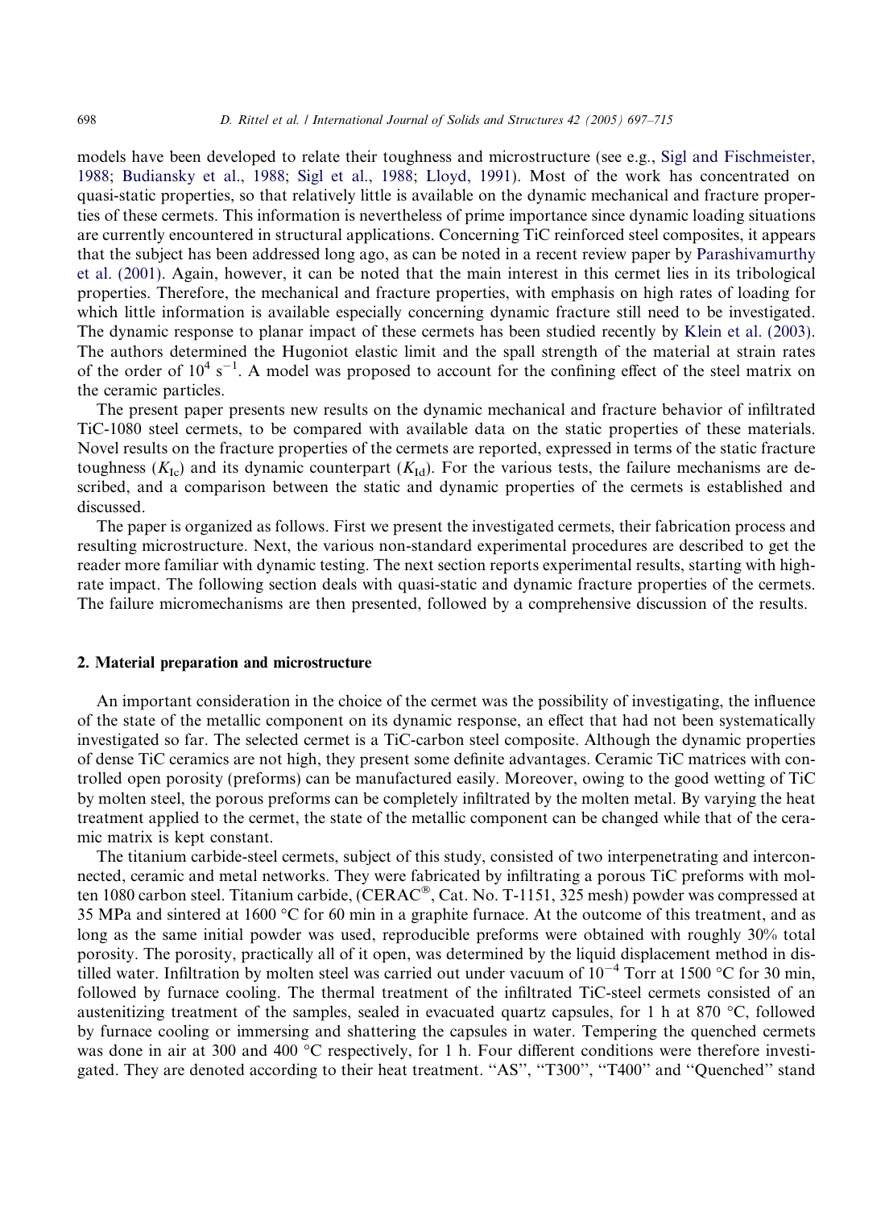models have been developed to relate their toughness and microstructure (see e.g., Sigl and Fischmeister, 1988; Budiansky et al., 1988; Sigl et al., 1988; Lloyd, 1991). Most of the work has concentrated on quasi-static properties, so that relatively little is available on the dynamic mechanical and fracture properties of these cermets. This information is nevertheless of prime importance since dynamic loading situations are currently encountered in structural applications. Concerning TiC reinforced steel composites, it appears that the subject has been addressed long ago, as can be noted in a recent review paper by Parashivamurthy et al. (2001). Again, however, it can be noted that the main interest in this cermet lies in its tribological properties. Therefore, the mechanical and fracture properties, with emphasis on high rates of loading for which little information is available especially concerning dynamic fracture still need to be investigated. The dynamic response to planar impact of these cermets has been studied recently by Klein et al. (2003). The authors determined the Hugoniot elastic limit and the spall strength of the material at strain rates of the order of $10^4$ s$^{-1}$. A model was proposed to account for the confining effect of the steel matrix on the ceramic particles.

The present paper presents new results on the dynamic mechanical and fracture behavior of infiltrated TiC-1080 steel cermets, to be compared with available data on the static properties of these materials. Novel results on the fracture properties of the cermets are reported, expressed in terms of the static fracture toughness ($K_{Ic}$) and its dynamic counterpart ($K_{Id}$). For the various tests, the failure mechanisms are described, and a comparison between the static and dynamic properties of the cermets is established and discussed.

The paper is organized as follows. First we present the investigated cermets, their fabrication process and resulting microstructure. Next, the various non-standard experimental procedures are described to get the reader more familiar with dynamic testing. The next section reports experimental results, starting with high-rate impact. The following section deals with quasi-static and dynamic fracture properties of the cermets. The failure micromechanisms are then presented, followed by a comprehensive discussion of the results.

## 2. Material preparation and microstructure

An important consideration in the choice of the cermet was the possibility of investigating, the influence of the state of the metallic component on its dynamic response, an effect that had not been systematically investigated so far. The selected cermet is a TiC-carbon steel composite. Although the dynamic properties of dense TiC ceramics are not high, they present some definite advantages. Ceramic TiC matrices with controlled open porosity (preforms) can be manufactured easily. Moreover, owing to the good wetting of TiC by molten steel, the porous preforms can be completely infiltrated by the molten metal. By varying the heat treatment applied to the cermet, the state of the metallic component can be changed while that of the ceramic matrix is kept constant.

The titanium carbide-steel cermets, subject of this study, consisted of two interpenetrating and interconnected, ceramic and metal networks. They were fabricated by infiltrating a porous TiC preforms with molten 1080 carbon steel. Titanium carbide, (CERAC®, Cat. No. T-1151, 325 mesh) powder was compressed at 35 MPa and sintered at 1600 °C for 60 min in a graphite furnace. At the outcome of this treatment, and as long as the same initial powder was used, reproducible preforms were obtained with roughly 30% total porosity. The porosity, practically all of it open, was determined by the liquid displacement method in distilled water. Infiltration by molten steel was carried out under vacuum of $10^{-4}$ Torr at 1500 °C for 30 min, followed by furnace cooling. The thermal treatment of the infiltrated TiC-steel cermets consisted of an austenitizing treatment of the samples, sealed in evacuated quartz capsules, for 1 h at 870 °C, followed by furnace cooling or immersing and shattering the capsules in water. Tempering the quenched cermets was done in air at 300 and 400 °C respectively, for 1 h. Four different conditions were therefore investigated. They are denoted according to their heat treatment. "AS", "T300", "T400" and "Quenched" stand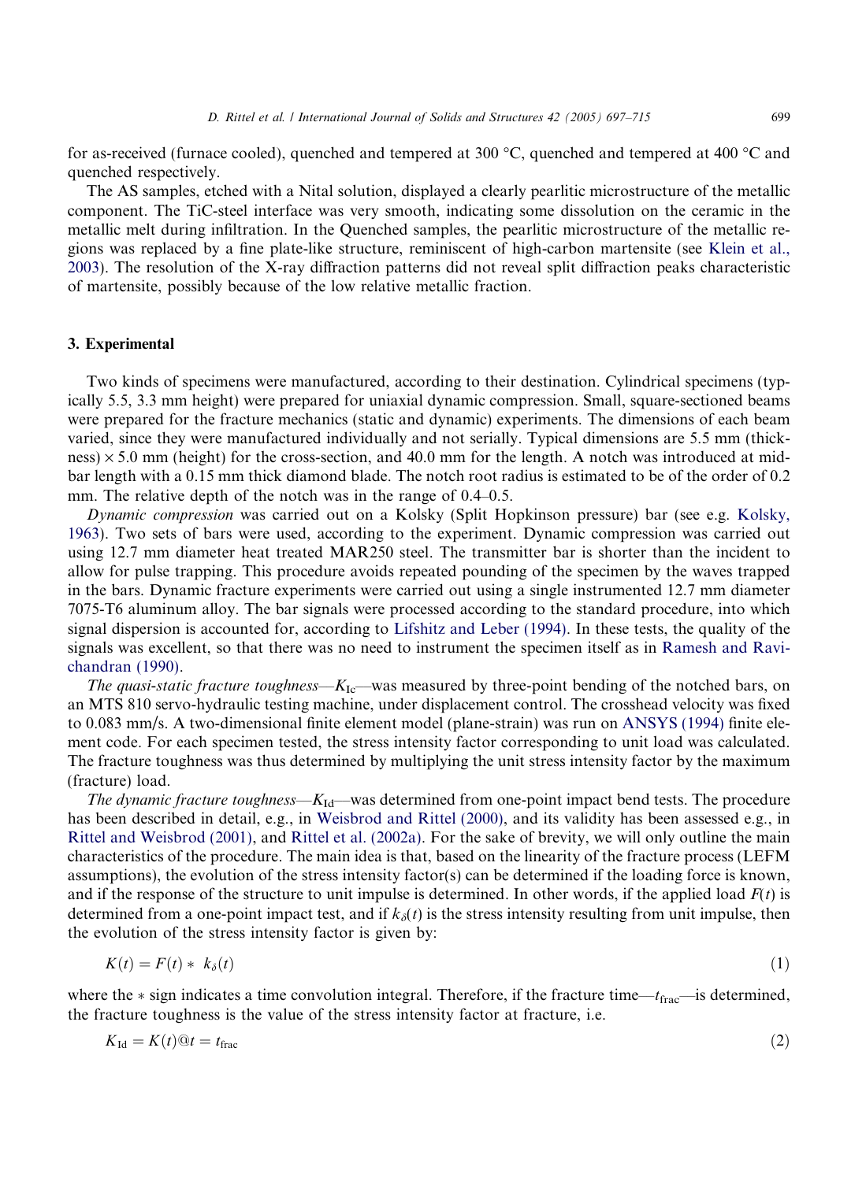for as-received (furnace cooled), quenched and tempered at 300 °C, quenched and tempered at 400 °C and quenched respectively.

The AS samples, etched with a Nital solution, displayed a clearly pearlitic microstructure of the metallic component. The TiC-steel interface was very smooth, indicating some dissolution on the ceramic in the metallic melt during infiltration. In the Quenched samples, the pearlitic microstructure of the metallic regions was replaced by a fine plate-like structure, reminiscent of high-carbon martensite (see Klein et al., 2003). The resolution of the X-ray diffraction patterns did not reveal split diffraction peaks characteristic of martensite, possibly because of the low relative metallic fraction.

## 3. Experimental

Two kinds of specimens were manufactured, according to their destination. Cylindrical specimens (typically 5.5, 3.3 mm height) were prepared for uniaxial dynamic compression. Small, square-sectioned beams were prepared for the fracture mechanics (static and dynamic) experiments. The dimensions of each beam varied, since they were manufactured individually and not serially. Typical dimensions are 5.5 mm (thickness) × 5.0 mm (height) for the cross-section, and 40.0 mm for the length. A notch was introduced at mid-bar length with a 0.15 mm thick diamond blade. The notch root radius is estimated to be of the order of 0.2 mm. The relative depth of the notch was in the range of 0.4–0.5.

*Dynamic compression* was carried out on a Kolsky (Split Hopkinson pressure) bar (see e.g. Kolsky, 1963). Two sets of bars were used, according to the experiment. Dynamic compression was carried out using 12.7 mm diameter heat treated MAR250 steel. The transmitter bar is shorter than the incident to allow for pulse trapping. This procedure avoids repeated pounding of the specimen by the waves trapped in the bars. Dynamic fracture experiments were carried out using a single instrumented 12.7 mm diameter 7075-T6 aluminum alloy. The bar signals were processed according to the standard procedure, into which signal dispersion is accounted for, according to Lifshitz and Leber (1994). In these tests, the quality of the signals was excellent, so that there was no need to instrument the specimen itself as in Ramesh and Ravichandran (1990).

*The quasi-static fracture toughness*—$K_{Ic}$—was measured by three-point bending of the notched bars, on an MTS 810 servo-hydraulic testing machine, under displacement control. The crosshead velocity was fixed to 0.083 mm/s. A two-dimensional finite element model (plane-strain) was run on ANSYS (1994) finite element code. For each specimen tested, the stress intensity factor corresponding to unit load was calculated. The fracture toughness was thus determined by multiplying the unit stress intensity factor by the maximum (fracture) load.

*The dynamic fracture toughness*—$K_{Id}$—was determined from one-point impact bend tests. The procedure has been described in detail, e.g., in Weisbrod and Rittel (2000), and its validity has been assessed e.g., in Rittel and Weisbrod (2001), and Rittel et al. (2002a). For the sake of brevity, we will only outline the main characteristics of the procedure. The main idea is that, based on the linearity of the fracture process (LEFM assumptions), the evolution of the stress intensity factor(s) can be determined if the loading force is known, and if the response of the structure to unit impulse is determined. In other words, if the applied load $F(t)$ is determined from a one-point impact test, and if $k_\delta(t)$ is the stress intensity resulting from unit impulse, then the evolution of the stress intensity factor is given by:

$$K(t) = F(t) * k_\delta(t) \tag{1}$$

where the $*$ sign indicates a time convolution integral. Therefore, if the fracture time—$t_{frac}$—is determined, the fracture toughness is the value of the stress intensity factor at fracture, i.e.

$$K_{Id} = K(t) @ t = t_{frac} \tag{2}$$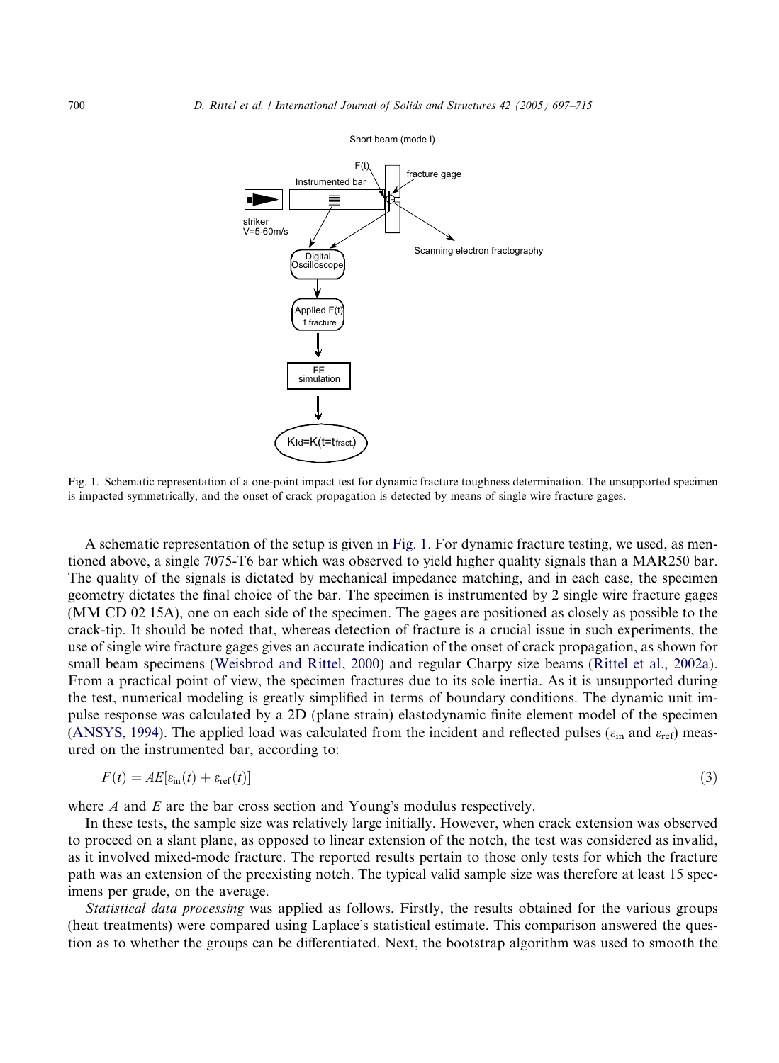Fig. 1. Schematic representation of a one-point impact test for dynamic fracture toughness determination. The unsupported specimen is impacted symmetrically, and the onset of crack propagation is detected by means of single wire fracture gages.

A schematic representation of the setup is given in Fig. 1. For dynamic fracture testing, we used, as mentioned above, a single 7075-T6 bar which was observed to yield higher quality signals than a MAR250 bar. The quality of the signals is dictated by mechanical impedance matching, and in each case, the specimen geometry dictates the final choice of the bar. The specimen is instrumented by 2 single wire fracture gages (MM CD 02 15A), one on each side of the specimen. The gages are positioned as closely as possible to the crack-tip. It should be noted that, whereas detection of fracture is a crucial issue in such experiments, the use of single wire fracture gages gives an accurate indication of the onset of crack propagation, as shown for small beam specimens (Weisbrod and Rittel, 2000) and regular Charpy size beams (Rittel et al., 2002a). From a practical point of view, the specimen fractures due to its sole inertia. As it is unsupported during the test, numerical modeling is greatly simplified in terms of boundary conditions. The dynamic unit impulse response was calculated by a 2D (plane strain) elastodynamic finite element model of the specimen (ANSYS, 1994). The applied load was calculated from the incident and reflected pulses ($\varepsilon_{\text{in}}$ and $\varepsilon_{\text{ref}}$) measured on the instrumented bar, according to:

$$F(t) = AE[\varepsilon_{\text{in}}(t) + \varepsilon_{\text{ref}}(t)] \tag{3}$$

where $A$ and $E$ are the bar cross section and Young's modulus respectively.

In these tests, the sample size was relatively large initially. However, when crack extension was observed to proceed on a slant plane, as opposed to linear extension of the notch, the test was considered as invalid, as it involved mixed-mode fracture. The reported results pertain to those only tests for which the fracture path was an extension of the preexisting notch. The typical valid sample size was therefore at least 15 specimens per grade, on the average.

*Statistical data processing* was applied as follows. Firstly, the results obtained for the various groups (heat treatments) were compared using Laplace's statistical estimate. This comparison answered the question as to whether the groups can be differentiated. Next, the bootstrap algorithm was used to smooth the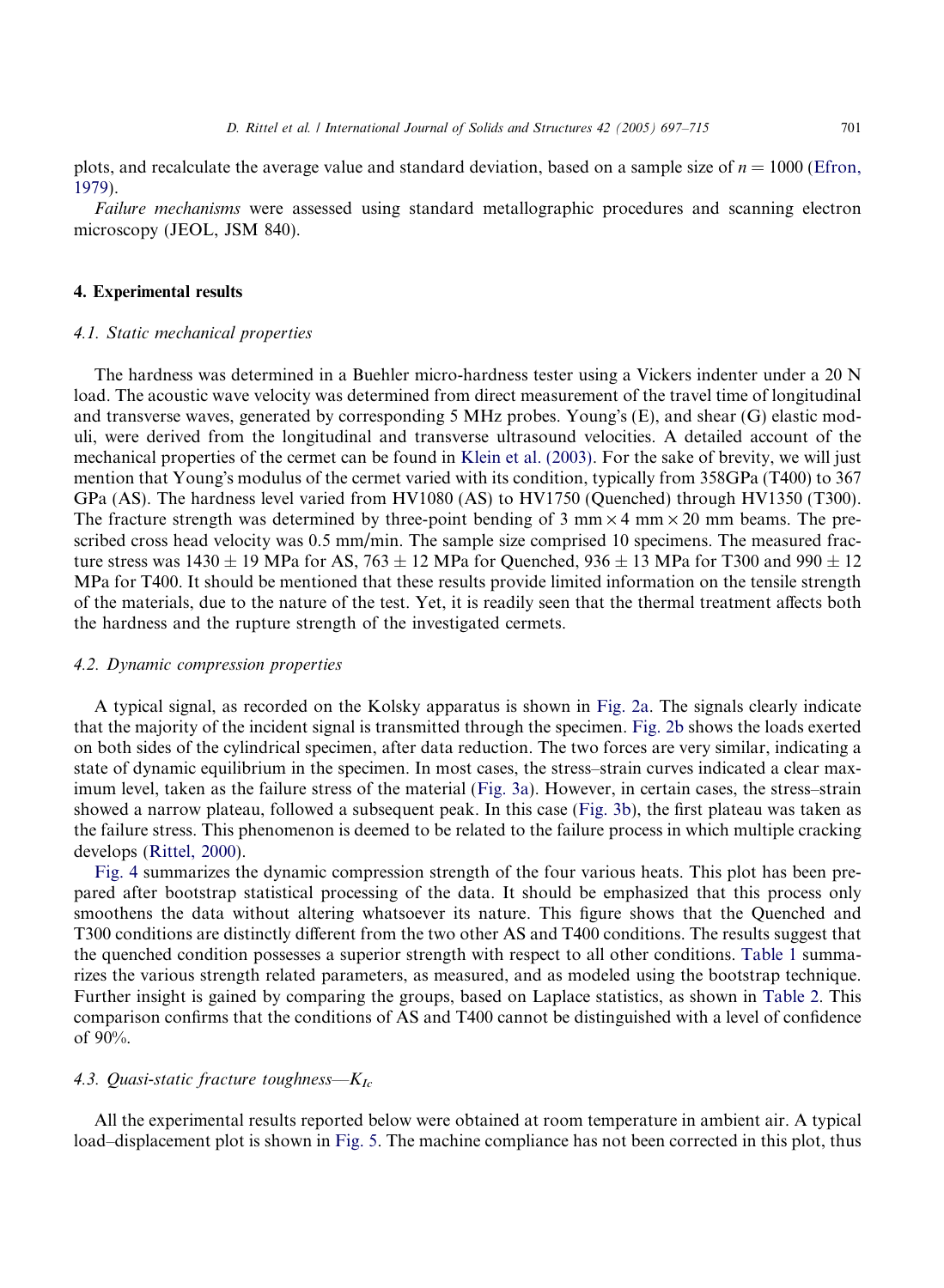plots, and recalculate the average value and standard deviation, based on a sample size of $n = 1000$ (Efron, 1979).

*Failure mechanisms* were assessed using standard metallographic procedures and scanning electron microscopy (JEOL, JSM 840).

## 4. Experimental results

### 4.1. Static mechanical properties

The hardness was determined in a Buehler micro-hardness tester using a Vickers indenter under a 20 N load. The acoustic wave velocity was determined from direct measurement of the travel time of longitudinal and transverse waves, generated by corresponding 5 MHz probes. Young's (E), and shear (G) elastic moduli, were derived from the longitudinal and transverse ultrasound velocities. A detailed account of the mechanical properties of the cermet can be found in Klein et al. (2003). For the sake of brevity, we will just mention that Young's modulus of the cermet varied with its condition, typically from 358GPa (T400) to 367 GPa (AS). The hardness level varied from HV1080 (AS) to HV1750 (Quenched) through HV1350 (T300). The fracture strength was determined by three-point bending of 3 mm × 4 mm × 20 mm beams. The prescribed cross head velocity was 0.5 mm/min. The sample size comprised 10 specimens. The measured fracture stress was 1430 ± 19 MPa for AS, 763 ± 12 MPa for Quenched, 936 ± 13 MPa for T300 and 990 ± 12 MPa for T400. It should be mentioned that these results provide limited information on the tensile strength of the materials, due to the nature of the test. Yet, it is readily seen that the thermal treatment affects both the hardness and the rupture strength of the investigated cermets.

### 4.2. Dynamic compression properties

A typical signal, as recorded on the Kolsky apparatus is shown in Fig. 2a. The signals clearly indicate that the majority of the incident signal is transmitted through the specimen. Fig. 2b shows the loads exerted on both sides of the cylindrical specimen, after data reduction. The two forces are very similar, indicating a state of dynamic equilibrium in the specimen. In most cases, the stress–strain curves indicated a clear maximum level, taken as the failure stress of the material (Fig. 3a). However, in certain cases, the stress–strain showed a narrow plateau, followed a subsequent peak. In this case (Fig. 3b), the first plateau was taken as the failure stress. This phenomenon is deemed to be related to the failure process in which multiple cracking develops (Rittel, 2000).

Fig. 4 summarizes the dynamic compression strength of the four various heats. This plot has been prepared after bootstrap statistical processing of the data. It should be emphasized that this process only smoothens the data without altering whatsoever its nature. This figure shows that the Quenched and T300 conditions are distinctly different from the two other AS and T400 conditions. The results suggest that the quenched condition possesses a superior strength with respect to all other conditions. Table 1 summarizes the various strength related parameters, as measured, and as modeled using the bootstrap technique. Further insight is gained by comparing the groups, based on Laplace statistics, as shown in Table 2. This comparison confirms that the conditions of AS and T400 cannot be distinguished with a level of confidence of 90%.

### 4.3. Quasi-static fracture toughness—$K_{Ic}$

All the experimental results reported below were obtained at room temperature in ambient air. A typical load–displacement plot is shown in Fig. 5. The machine compliance has not been corrected in this plot, thus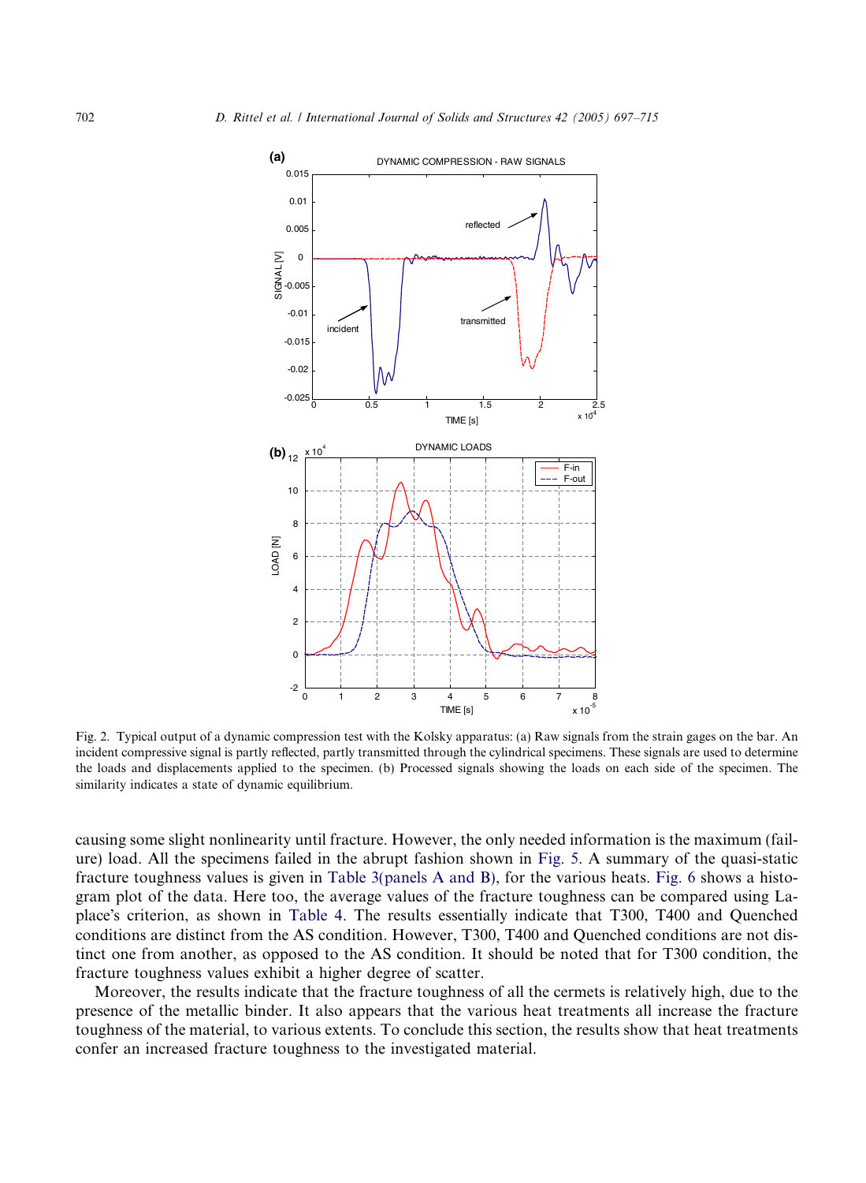Fig. 2. Typical output of a dynamic compression test with the Kolsky apparatus: (a) Raw signals from the strain gages on the bar. An incident compressive signal is partly reflected, partly transmitted through the cylindrical specimens. These signals are used to determine the loads and displacements applied to the specimen. (b) Processed signals showing the loads on each side of the specimen. The similarity indicates a state of dynamic equilibrium.

causing some slight nonlinearity until fracture. However, the only needed information is the maximum (failure) load. All the specimens failed in the abrupt fashion shown in Fig. 5. A summary of the quasi-static fracture toughness values is given in Table 3(panels A and B), for the various heats. Fig. 6 shows a histogram plot of the data. Here too, the average values of the fracture toughness can be compared using Laplace's criterion, as shown in Table 4. The results essentially indicate that T300, T400 and Quenched conditions are distinct from the AS condition. However, T300, T400 and Quenched conditions are not distinct one from another, as opposed to the AS condition. It should be noted that for T300 condition, the fracture toughness values exhibit a higher degree of scatter.

Moreover, the results indicate that the fracture toughness of all the cermets is relatively high, due to the presence of the metallic binder. It also appears that the various heat treatments all increase the fracture toughness of the material, to various extents. To conclude this section, the results show that heat treatments confer an increased fracture toughness to the investigated material.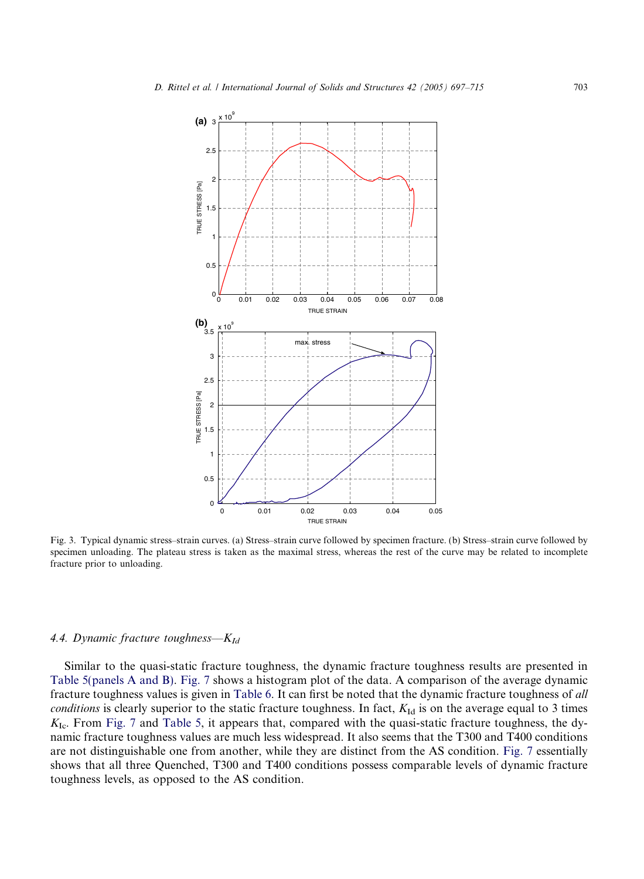Fig. 3. Typical dynamic stress–strain curves. (a) Stress–strain curve followed by specimen fracture. (b) Stress–strain curve followed by specimen unloading. The plateau stress is taken as the maximal stress, whereas the rest of the curve may be related to incomplete fracture prior to unloading.

### 4.4. Dynamic fracture toughness—$K_{Id}$

Similar to the quasi-static fracture toughness, the dynamic fracture toughness results are presented in Table 5(panels A and B). Fig. 7 shows a histogram plot of the data. A comparison of the average dynamic fracture toughness values is given in Table 6. It can first be noted that the dynamic fracture toughness of *all conditions* is clearly superior to the static fracture toughness. In fact, $K_{\text{Id}}$ is on the average equal to 3 times $K_{\text{Ic}}$. From Fig. 7 and Table 5, it appears that, compared with the quasi-static fracture toughness, the dynamic fracture toughness values are much less widespread. It also seems that the T300 and T400 conditions are not distinguishable one from another, while they are distinct from the AS condition. Fig. 7 essentially shows that all three Quenched, T300 and T400 conditions possess comparable levels of dynamic fracture toughness levels, as opposed to the AS condition.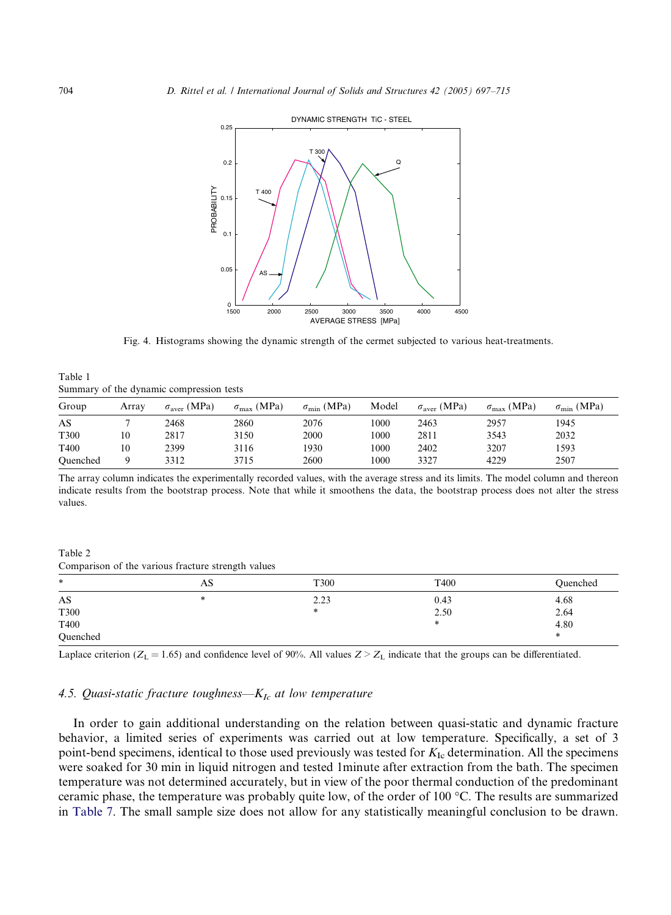Fig. 4. Histograms showing the dynamic strength of the cermet subjected to various heat-treatments.

Table 1
Summary of the dynamic compression tests

| Group | Array | $\sigma_{aver}$ (MPa) | $\sigma_{max}$ (MPa) | $\sigma_{min}$ (MPa) | Model | $\sigma_{aver}$ (MPa) | $\sigma_{max}$ (MPa) | $\sigma_{min}$ (MPa) |
|---|---|---|---|---|---|---|---|---|
| AS | 7 | 2468 | 2860 | 2076 | 1000 | 2463 | 2957 | 1945 |
| T300 | 10 | 2817 | 3150 | 2000 | 1000 | 2811 | 3543 | 2032 |
| T400 | 10 | 2399 | 3116 | 1930 | 1000 | 2402 | 3207 | 1593 |
| Quenched | 9 | 3312 | 3715 | 2600 | 1000 | 3327 | 4229 | 2507 |

The array column indicates the experimentally recorded values, with the average stress and its limits. The model column and thereon indicate results from the bootstrap process. Note that while it smoothens the data, the bootstrap process does not alter the stress values.

Table 2
Comparison of the various fracture strength values

| * | AS | T300 | T400 | Quenched |
|---|---|---|---|---|
| AS | * | 2.23 | 0.43 | 4.68 |
| T300 | | * | 2.50 | 2.64 |
| T400 | | | * | 4.80 |
| Quenched | | | | * |

Laplace criterion ($Z_L = 1.65$) and confidence level of 90%. All values $Z > Z_L$ indicate that the groups can be differentiated.

### 4.5. Quasi-static fracture toughness—$K_{Ic}$ at low temperature

In order to gain additional understanding on the relation between quasi-static and dynamic fracture behavior, a limited series of experiments was carried out at low temperature. Specifically, a set of 3 point-bend specimens, identical to those used previously was tested for $K_{Ic}$ determination. All the specimens were soaked for 30 min in liquid nitrogen and tested 1minute after extraction from the bath. The specimen temperature was not determined accurately, but in view of the poor thermal conduction of the predominant ceramic phase, the temperature was probably quite low, of the order of 100 °C. The results are summarized in Table 7. The small sample size does not allow for any statistically meaningful conclusion to be drawn.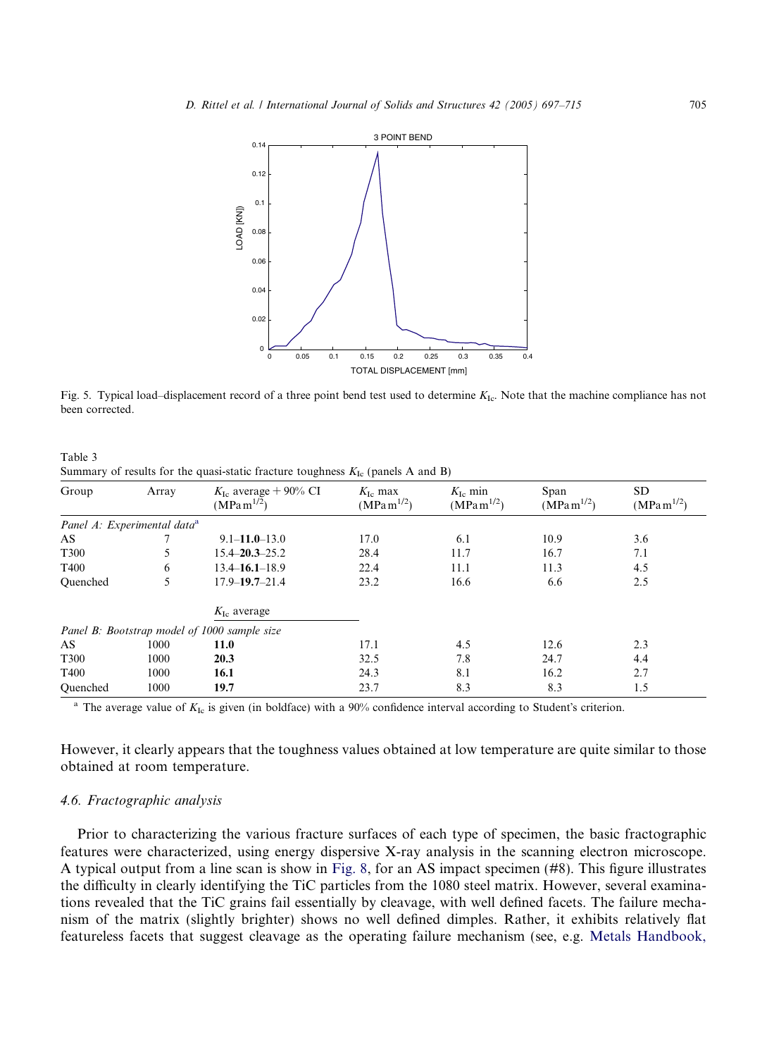Fig. 5. Typical load–displacement record of a three point bend test used to determine $K_{Ic}$. Note that the machine compliance has not been corrected.

Table 3
Summary of results for the quasi-static fracture toughness $K_{Ic}$ (panels A and B)

| Group | Array | $K_{Ic}$ average + 90% CI ($MPa\,m^{1/2}$) | $K_{Ic}$ max ($MPa\,m^{1/2}$) | $K_{Ic}$ min ($MPa\,m^{1/2}$) | Span ($MPa\,m^{1/2}$) | SD ($MPa\,m^{1/2}$) |
|---|---|---|---|---|---|---|
| *Panel A: Experimental data*[a] | | | | | | |
| AS | 7 | 9.1–**11.0**–13.0 | 17.0 | 6.1 | 10.9 | 3.6 |
| T300 | 5 | 15.4–**20.3**–25.2 | 28.4 | 11.7 | 16.7 | 7.1 |
| T400 | 6 | 13.4–**16.1**–18.9 | 22.4 | 11.1 | 11.3 | 4.5 |
| Quenched | 5 | 17.9–**19.7**–21.4 | 23.2 | 16.6 | 6.6 | 2.5 |
| | | $K_{Ic}$ average | | | | |
| *Panel B: Bootstrap model of 1000 sample size* | | | | | | |
| AS | 1000 | **11.0** | 17.1 | 4.5 | 12.6 | 2.3 |
| T300 | 1000 | **20.3** | 32.5 | 7.8 | 24.7 | 4.4 |
| T400 | 1000 | **16.1** | 24.3 | 8.1 | 16.2 | 2.7 |
| Quenched | 1000 | **19.7** | 23.7 | 8.3 | 8.3 | 1.5 |

[a] The average value of $K_{Ic}$ is given (in boldface) with a 90% confidence interval according to Student's criterion.

However, it clearly appears that the toughness values obtained at low temperature are quite similar to those obtained at room temperature.

### 4.6. Fractographic analysis

Prior to characterizing the various fracture surfaces of each type of specimen, the basic fractographic features were characterized, using energy dispersive X-ray analysis in the scanning electron microscope. A typical output from a line scan is show in Fig. 8, for an AS impact specimen (#8). This figure illustrates the difficulty in clearly identifying the TiC particles from the 1080 steel matrix. However, several examinations revealed that the TiC grains fail essentially by cleavage, with well defined facets. The failure mechanism of the matrix (slightly brighter) shows no well defined dimples. Rather, it exhibits relatively flat featureless facets that suggest cleavage as the operating failure mechanism (see, e.g. Metals Handbook,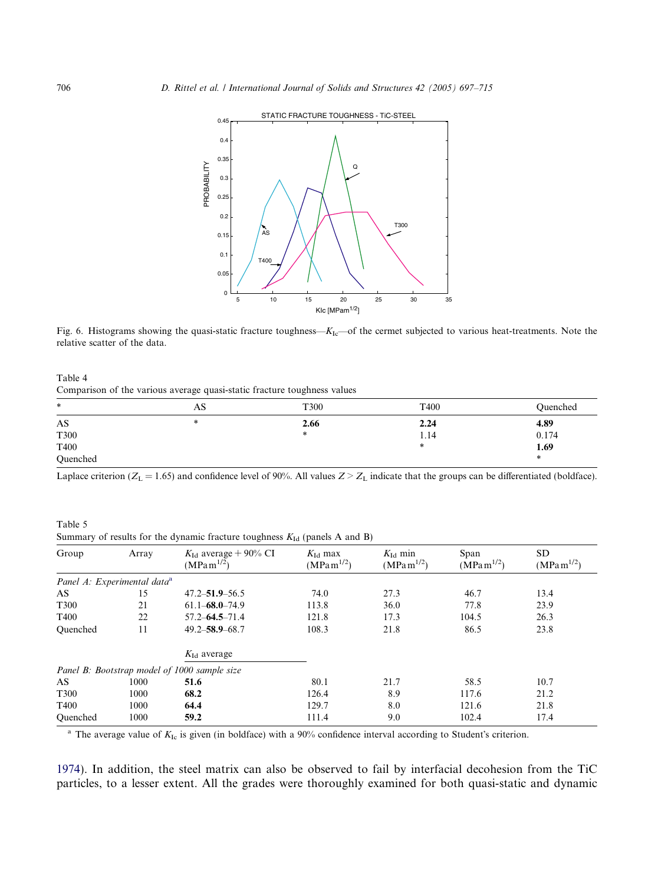Fig. 6. Histograms showing the quasi-static fracture toughness—$K_{Ic}$—of the cermet subjected to various heat-treatments. Note the relative scatter of the data.

Table 4
Comparison of the various average quasi-static fracture toughness values

| * | AS | T300 | T400 | Quenched |
|---|---|---|---|---|
| AS | * | **2.66** | **2.24** | **4.89** |
| T300 | | * | 1.14 | 0.174 |
| T400 | | | * | **1.69** |
| Quenched | | | | * |

Laplace criterion ($Z_L = 1.65$) and confidence level of 90%. All values $Z > Z_L$ indicate that the groups can be differentiated (boldface).

Table 5
Summary of results for the dynamic fracture toughness $K_{Id}$ (panels A and B)

| Group | Array | $K_{Id}$ average + 90% CI ($MPa\,m^{1/2}$) | $K_{Id}$ max ($MPa\,m^{1/2}$) | $K_{Id}$ min ($MPa\,m^{1/2}$) | Span ($MPa\,m^{1/2}$) | SD ($MPa\,m^{1/2}$) |
|---|---|---|---|---|---|---|
| *Panel A: Experimental data*[a] | | | | | | |
| AS | 15 | 47.2–**51.9**–56.5 | 74.0 | 27.3 | 46.7 | 13.4 |
| T300 | 21 | 61.1–**68.0**–74.9 | 113.8 | 36.0 | 77.8 | 23.9 |
| T400 | 22 | 57.2–**64.5**–71.4 | 121.8 | 17.3 | 104.5 | 26.3 |
| Quenched | 11 | 49.2–**58.9**–68.7 | 108.3 | 21.8 | 86.5 | 23.8 |
| | | $K_{Id}$ average | | | | |
| *Panel B: Bootstrap model of 1000 sample size* | | | | | | |
| AS | 1000 | **51.6** | 80.1 | 21.7 | 58.5 | 10.7 |
| T300 | 1000 | **68.2** | 126.4 | 8.9 | 117.6 | 21.2 |
| T400 | 1000 | **64.4** | 129.7 | 8.0 | 121.6 | 21.8 |
| Quenched | 1000 | **59.2** | 111.4 | 9.0 | 102.4 | 17.4 |

[a] The average value of $K_{Ic}$ is given (in boldface) with a 90% confidence interval according to Student's criterion.

1974). In addition, the steel matrix can also be observed to fail by interfacial decohesion from the TiC particles, to a lesser extent. All the grades were thoroughly examined for both quasi-static and dynamic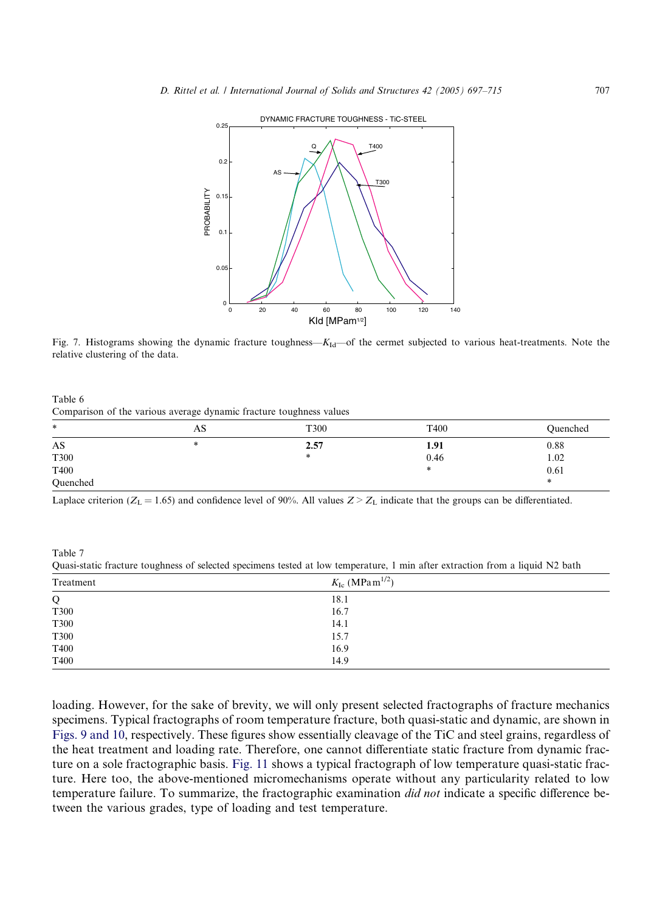Fig. 7. Histograms showing the dynamic fracture toughness—$K_{Id}$—of the cermet subjected to various heat-treatments. Note the relative clustering of the data.

Table 6
Comparison of the various average dynamic fracture toughness values

| * | AS | T300 | T400 | Quenched |
|---|---|---|---|---|
| AS | * | **2.57** | **1.91** | 0.88 |
| T300 | | * | 0.46 | 1.02 |
| T400 | | | * | 0.61 |
| Quenched | | | | * |

Laplace criterion ($Z_L = 1.65$) and confidence level of 90%. All values $Z > Z_L$ indicate that the groups can be differentiated.

Table 7
Quasi-static fracture toughness of selected specimens tested at low temperature, 1 min after extraction from a liquid N2 bath

| Treatment | $K_{Ic}$ (MPa m$^{1/2}$) |
|---|---|
| Q | 18.1 |
| T300 | 16.7 |
| T300 | 14.1 |
| T300 | 15.7 |
| T400 | 16.9 |
| T400 | 14.9 |

loading. However, for the sake of brevity, we will only present selected fractographs of fracture mechanics specimens. Typical fractographs of room temperature fracture, both quasi-static and dynamic, are shown in Figs. 9 and 10, respectively. These figures show essentially cleavage of the TiC and steel grains, regardless of the heat treatment and loading rate. Therefore, one cannot differentiate static fracture from dynamic fracture on a sole fractographic basis. Fig. 11 shows a typical fractograph of low temperature quasi-static fracture. Here too, the above-mentioned micromechanisms operate without any particularity related to low temperature failure. To summarize, the fractographic examination *did not* indicate a specific difference between the various grades, type of loading and test temperature.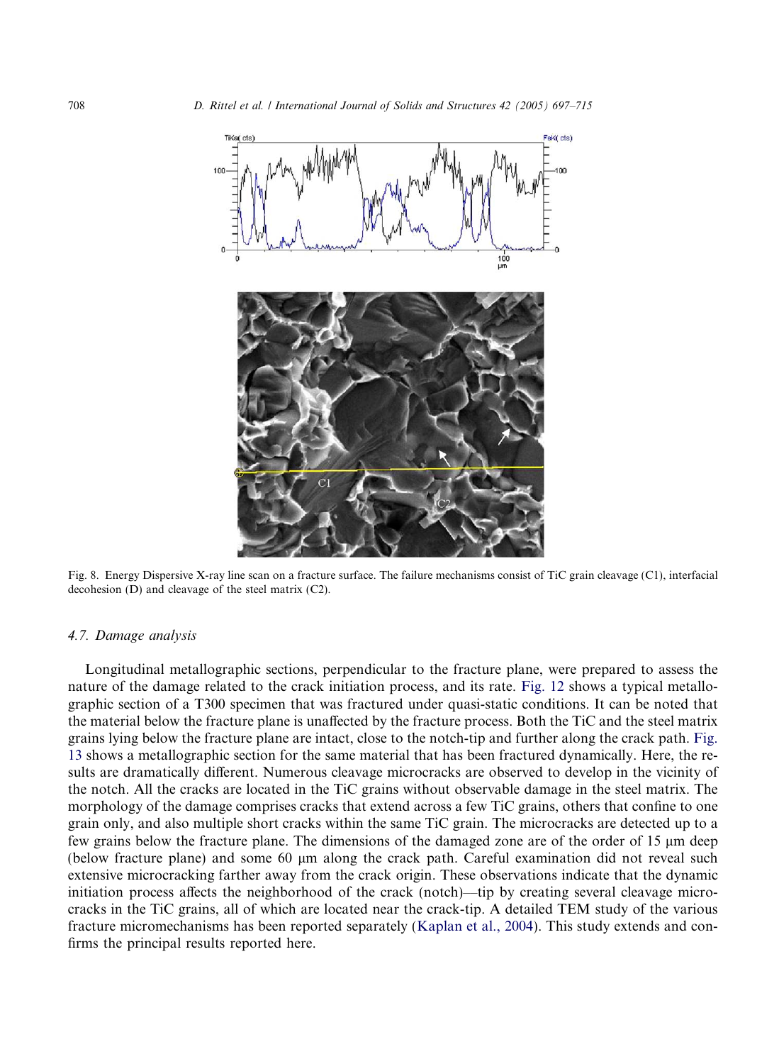Fig. 8. Energy Dispersive X-ray line scan on a fracture surface. The failure mechanisms consist of TiC grain cleavage (C1), interfacial decohesion (D) and cleavage of the steel matrix (C2).

### 4.7. Damage analysis

Longitudinal metallographic sections, perpendicular to the fracture plane, were prepared to assess the nature of the damage related to the crack initiation process, and its rate. Fig. 12 shows a typical metallographic section of a T300 specimen that was fractured under quasi-static conditions. It can be noted that the material below the fracture plane is unaffected by the fracture process. Both the TiC and the steel matrix grains lying below the fracture plane are intact, close to the notch-tip and further along the crack path. Fig. 13 shows a metallographic section for the same material that has been fractured dynamically. Here, the results are dramatically different. Numerous cleavage microcracks are observed to develop in the vicinity of the notch. All the cracks are located in the TiC grains without observable damage in the steel matrix. The morphology of the damage comprises cracks that extend across a few TiC grains, others that confine to one grain only, and also multiple short cracks within the same TiC grain. The microcracks are detected up to a few grains below the fracture plane. The dimensions of the damaged zone are of the order of 15 μm deep (below fracture plane) and some 60 μm along the crack path. Careful examination did not reveal such extensive microcracking farther away from the crack origin. These observations indicate that the dynamic initiation process affects the neighborhood of the crack (notch)—tip by creating several cleavage microcracks in the TiC grains, all of which are located near the crack-tip. A detailed TEM study of the various fracture micromechanisms has been reported separately (Kaplan et al., 2004). This study extends and confirms the principal results reported here.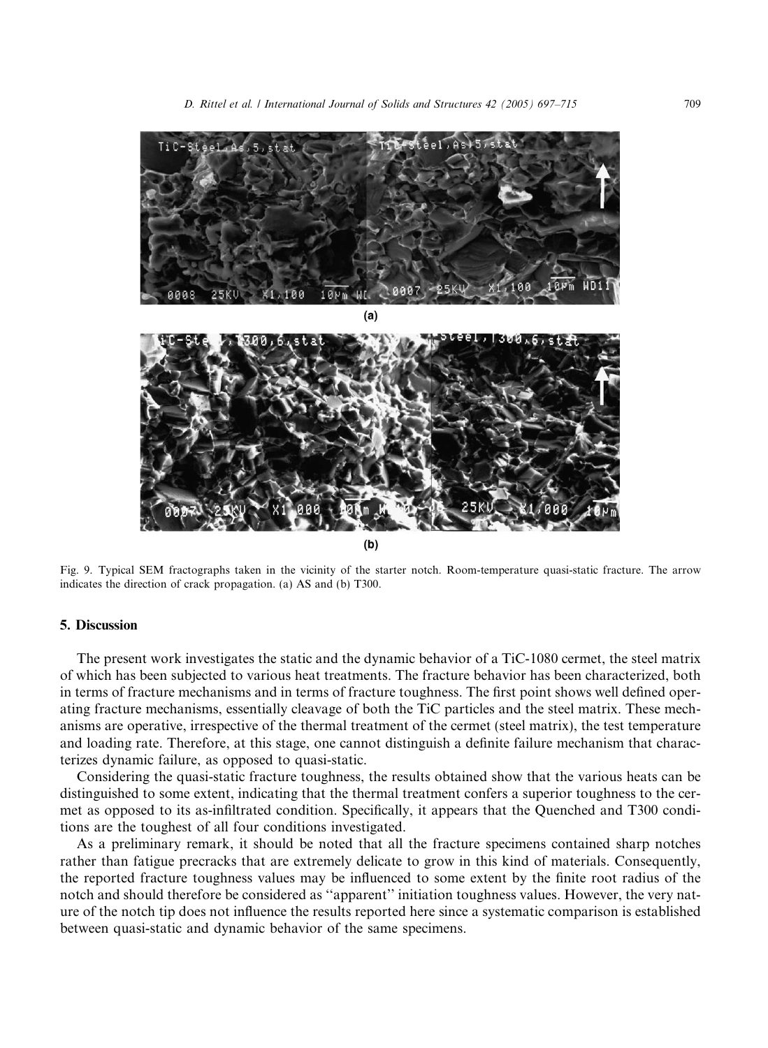Fig. 9. Typical SEM fractographs taken in the vicinity of the starter notch. Room-temperature quasi-static fracture. The arrow indicates the direction of crack propagation. (a) AS and (b) T300.

## 5. Discussion

The present work investigates the static and the dynamic behavior of a TiC-1080 cermet, the steel matrix of which has been subjected to various heat treatments. The fracture behavior has been characterized, both in terms of fracture mechanisms and in terms of fracture toughness. The first point shows well defined operating fracture mechanisms, essentially cleavage of both the TiC particles and the steel matrix. These mechanisms are operative, irrespective of the thermal treatment of the cermet (steel matrix), the test temperature and loading rate. Therefore, at this stage, one cannot distinguish a definite failure mechanism that characterizes dynamic failure, as opposed to quasi-static.

Considering the quasi-static fracture toughness, the results obtained show that the various heats can be distinguished to some extent, indicating that the thermal treatment confers a superior toughness to the cermet as opposed to its as-infiltrated condition. Specifically, it appears that the Quenched and T300 conditions are the toughest of all four conditions investigated.

As a preliminary remark, it should be noted that all the fracture specimens contained sharp notches rather than fatigue precracks that are extremely delicate to grow in this kind of materials. Consequently, the reported fracture toughness values may be influenced to some extent by the finite root radius of the notch and should therefore be considered as ''apparent'' initiation toughness values. However, the very nature of the notch tip does not influence the results reported here since a systematic comparison is established between quasi-static and dynamic behavior of the same specimens.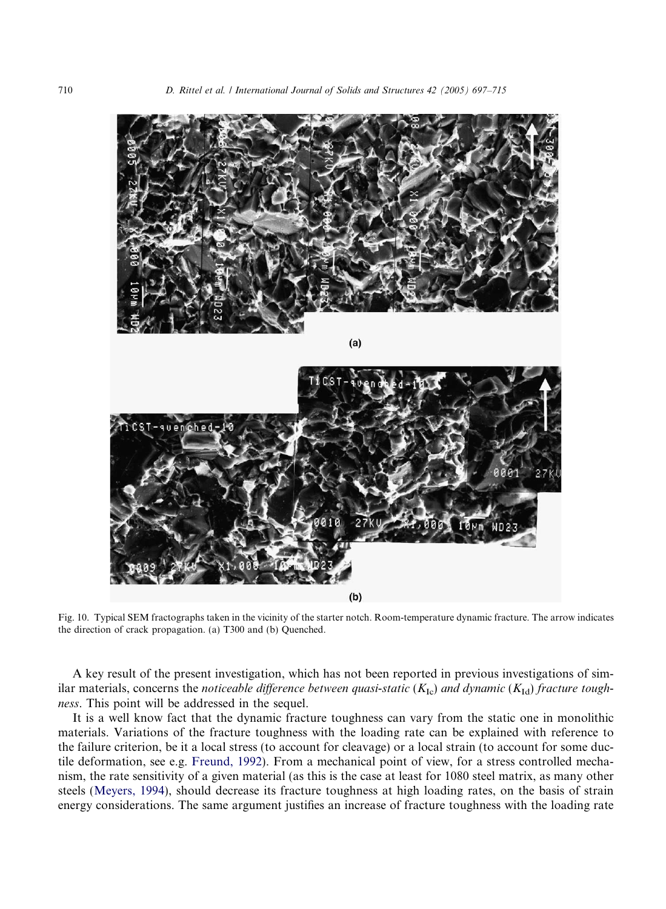Fig. 10. Typical SEM fractographs taken in the vicinity of the starter notch. Room-temperature dynamic fracture. The arrow indicates the direction of crack propagation. (a) T300 and (b) Quenched.

A key result of the present investigation, which has not been reported in previous investigations of similar materials, concerns the *noticeable difference between quasi-static* ($K_{Ic}$) *and dynamic* ($K_{Id}$) *fracture toughness*. This point will be addressed in the sequel.

It is a well know fact that the dynamic fracture toughness can vary from the static one in monolithic materials. Variations of the fracture toughness with the loading rate can be explained with reference to the failure criterion, be it a local stress (to account for cleavage) or a local strain (to account for some ductile deformation, see e.g. Freund, 1992). From a mechanical point of view, for a stress controlled mechanism, the rate sensitivity of a given material (as this is the case at least for 1080 steel matrix, as many other steels (Meyers, 1994), should decrease its fracture toughness at high loading rates, on the basis of strain energy considerations. The same argument justifies an increase of fracture toughness with the loading rate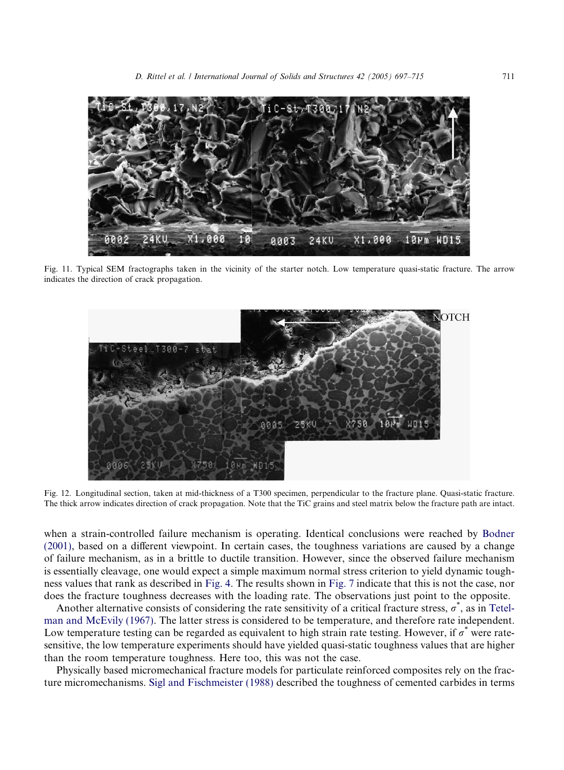Fig. 11. Typical SEM fractographs taken in the vicinity of the starter notch. Low temperature quasi-static fracture. The arrow indicates the direction of crack propagation.

Fig. 12. Longitudinal section, taken at mid-thickness of a T300 specimen, perpendicular to the fracture plane. Quasi-static fracture. The thick arrow indicates direction of crack propagation. Note that the TiC grains and steel matrix below the fracture path are intact.

when a strain-controlled failure mechanism is operating. Identical conclusions were reached by Bodner (2001), based on a different viewpoint. In certain cases, the toughness variations are caused by a change of failure mechanism, as in a brittle to ductile transition. However, since the observed failure mechanism is essentially cleavage, one would expect a simple maximum normal stress criterion to yield dynamic toughness values that rank as described in Fig. 4. The results shown in Fig. 7 indicate that this is not the case, nor does the fracture toughness decreases with the loading rate. The observations just point to the opposite.

Another alternative consists of considering the rate sensitivity of a critical fracture stress, $\sigma^*$, as in Tetelman and McEvily (1967). The latter stress is considered to be temperature, and therefore rate independent. Low temperature testing can be regarded as equivalent to high strain rate testing. However, if $\sigma^*$ were rate-sensitive, the low temperature experiments should have yielded quasi-static toughness values that are higher than the room temperature toughness. Here too, this was not the case.

Physically based micromechanical fracture models for particulate reinforced composites rely on the fracture micromechanisms. Sigl and Fischmeister (1988) described the toughness of cemented carbides in terms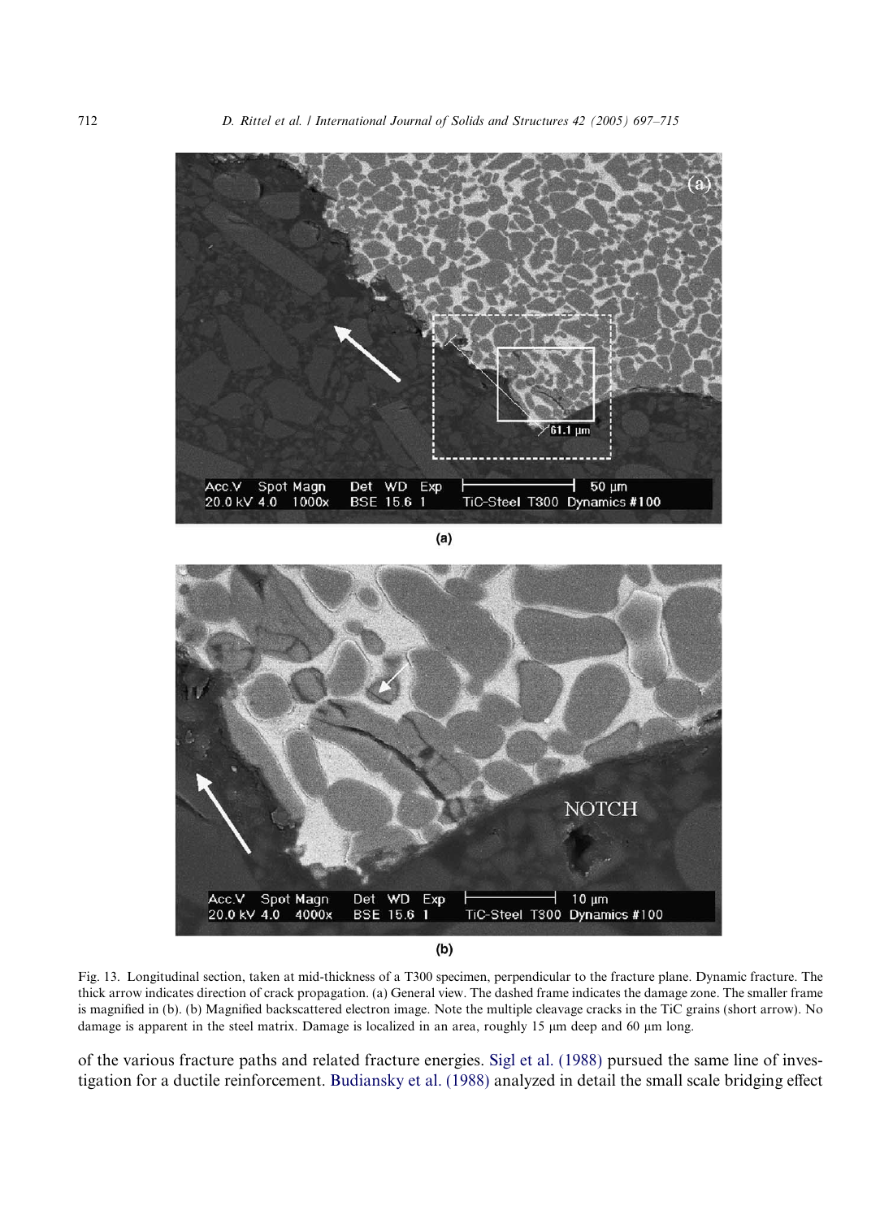(a)

(b)

Fig. 13. Longitudinal section, taken at mid-thickness of a T300 specimen, perpendicular to the fracture plane. Dynamic fracture. The thick arrow indicates direction of crack propagation. (a) General view. The dashed frame indicates the damage zone. The smaller frame is magnified in (b). (b) Magnified backscattered electron image. Note the multiple cleavage cracks in the TiC grains (short arrow). No damage is apparent in the steel matrix. Damage is localized in an area, roughly 15 μm deep and 60 μm long.

of the various fracture paths and related fracture energies. Sigl et al. (1988) pursued the same line of investigation for a ductile reinforcement. Budiansky et al. (1988) analyzed in detail the small scale bridging effect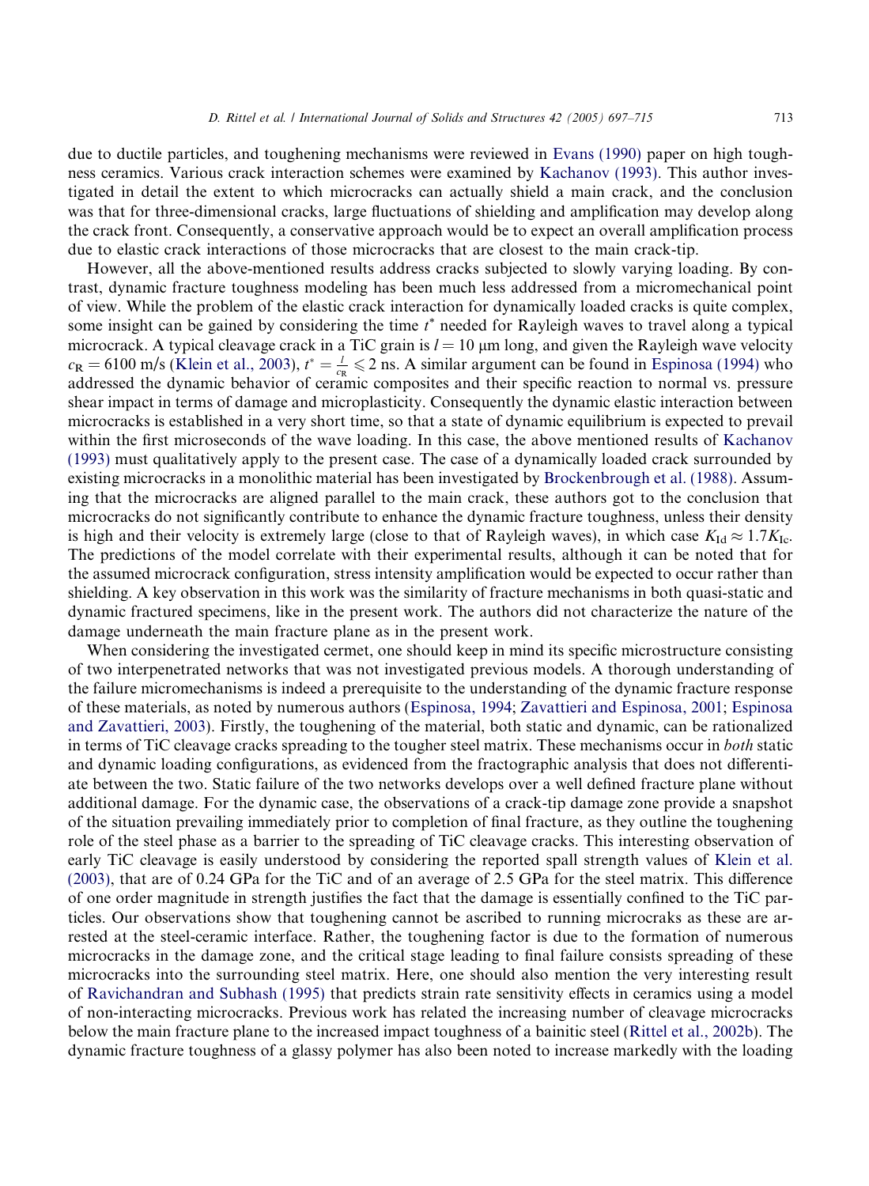due to ductile particles, and toughening mechanisms were reviewed in Evans (1990) paper on high toughness ceramics. Various crack interaction schemes were examined by Kachanov (1993). This author investigated in detail the extent to which microcracks can actually shield a main crack, and the conclusion was that for three-dimensional cracks, large fluctuations of shielding and amplification may develop along the crack front. Consequently, a conservative approach would be to expect an overall amplification process due to elastic crack interactions of those microcracks that are closest to the main crack-tip.

However, all the above-mentioned results address cracks subjected to slowly varying loading. By contrast, dynamic fracture toughness modeling has been much less addressed from a micromechanical point of view. While the problem of the elastic crack interaction for dynamically loaded cracks is quite complex, some insight can be gained by considering the time $t^*$ needed for Rayleigh waves to travel along a typical microcrack. A typical cleavage crack in a TiC grain is $l = 10$ μm long, and given the Rayleigh wave velocity $c_R = 6100$ m/s (Klein et al., 2003), $t^* = \frac{l}{c_R} \leqslant 2$ ns. A similar argument can be found in Espinosa (1994) who addressed the dynamic behavior of ceramic composites and their specific reaction to normal vs. pressure shear impact in terms of damage and microplasticity. Consequently the dynamic elastic interaction between microcracks is established in a very short time, so that a state of dynamic equilibrium is expected to prevail within the first microseconds of the wave loading. In this case, the above mentioned results of Kachanov (1993) must qualitatively apply to the present case. The case of a dynamically loaded crack surrounded by existing microcracks in a monolithic material has been investigated by Brockenbrough et al. (1988). Assuming that the microcracks are aligned parallel to the main crack, these authors got to the conclusion that microcracks do not significantly contribute to enhance the dynamic fracture toughness, unless their density is high and their velocity is extremely large (close to that of Rayleigh waves), in which case $K_{Id} \approx 1.7K_{Ic}$. The predictions of the model correlate with their experimental results, although it can be noted that for the assumed microcrack configuration, stress intensity amplification would be expected to occur rather than shielding. A key observation in this work was the similarity of fracture mechanisms in both quasi-static and dynamic fractured specimens, like in the present work. The authors did not characterize the nature of the damage underneath the main fracture plane as in the present work.

When considering the investigated cermet, one should keep in mind its specific microstructure consisting of two interpenetrated networks that was not investigated previous models. A thorough understanding of the failure micromechanisms is indeed a prerequisite to the understanding of the dynamic fracture response of these materials, as noted by numerous authors (Espinosa, 1994; Zavattieri and Espinosa, 2001; Espinosa and Zavattieri, 2003). Firstly, the toughening of the material, both static and dynamic, can be rationalized in terms of TiC cleavage cracks spreading to the tougher steel matrix. These mechanisms occur in *both* static and dynamic loading configurations, as evidenced from the fractographic analysis that does not differentiate between the two. Static failure of the two networks develops over a well defined fracture plane without additional damage. For the dynamic case, the observations of a crack-tip damage zone provide a snapshot of the situation prevailing immediately prior to completion of final fracture, as they outline the toughening role of the steel phase as a barrier to the spreading of TiC cleavage cracks. This interesting observation of early TiC cleavage is easily understood by considering the reported spall strength values of Klein et al. (2003), that are of 0.24 GPa for the TiC and of an average of 2.5 GPa for the steel matrix. This difference of one order magnitude in strength justifies the fact that the damage is essentially confined to the TiC particles. Our observations show that toughening cannot be ascribed to running microcraks as these are arrested at the steel-ceramic interface. Rather, the toughening factor is due to the formation of numerous microcracks in the damage zone, and the critical stage leading to final failure consists spreading of these microcracks into the surrounding steel matrix. Here, one should also mention the very interesting result of Ravichandran and Subhash (1995) that predicts strain rate sensitivity effects in ceramics using a model of non-interacting microcracks. Previous work has related the increasing number of cleavage microcracks below the main fracture plane to the increased impact toughness of a bainitic steel (Rittel et al., 2002b). The dynamic fracture toughness of a glassy polymer has also been noted to increase markedly with the loading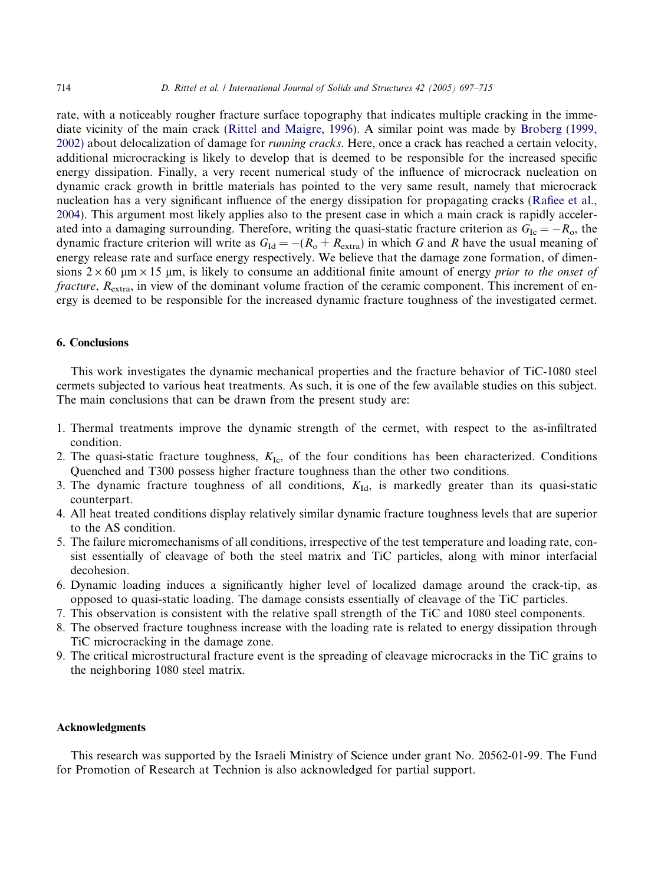rate, with a noticeably rougher fracture surface topography that indicates multiple cracking in the immediate vicinity of the main crack (Rittel and Maigre, 1996). A similar point was made by Broberg (1999, 2002) about delocalization of damage for *running cracks*. Here, once a crack has reached a certain velocity, additional microcracking is likely to develop that is deemed to be responsible for the increased specific energy dissipation. Finally, a very recent numerical study of the influence of microcrack nucleation on dynamic crack growth in brittle materials has pointed to the very same result, namely that microcrack nucleation has a very significant influence of the energy dissipation for propagating cracks (Rafiee et al., 2004). This argument most likely applies also to the present case in which a main crack is rapidly accelerated into a damaging surrounding. Therefore, writing the quasi-static fracture criterion as $G_{Ic} = -R_o$, the dynamic fracture criterion will write as $G_{Id} = -(R_o + R_{extra})$ in which $G$ and $R$ have the usual meaning of energy release rate and surface energy respectively. We believe that the damage zone formation, of dimensions $2 \times 60\ \mu m \times 15\ \mu m$, is likely to consume an additional finite amount of energy *prior to the onset of fracture*, $R_{extra}$, in view of the dominant volume fraction of the ceramic component. This increment of energy is deemed to be responsible for the increased dynamic fracture toughness of the investigated cermet.

## 6. Conclusions

This work investigates the dynamic mechanical properties and the fracture behavior of TiC-1080 steel cermets subjected to various heat treatments. As such, it is one of the few available studies on this subject. The main conclusions that can be drawn from the present study are:

1. Thermal treatments improve the dynamic strength of the cermet, with respect to the as-infiltrated condition.
2. The quasi-static fracture toughness, $K_{Ic}$, of the four conditions has been characterized. Conditions Quenched and T300 possess higher fracture toughness than the other two conditions.
3. The dynamic fracture toughness of all conditions, $K_{Id}$, is markedly greater than its quasi-static counterpart.
4. All heat treated conditions display relatively similar dynamic fracture toughness levels that are superior to the AS condition.
5. The failure micromechanisms of all conditions, irrespective of the test temperature and loading rate, consist essentially of cleavage of both the steel matrix and TiC particles, along with minor interfacial decohesion.
6. Dynamic loading induces a significantly higher level of localized damage around the crack-tip, as opposed to quasi-static loading. The damage consists essentially of cleavage of the TiC particles.
7. This observation is consistent with the relative spall strength of the TiC and 1080 steel components.
8. The observed fracture toughness increase with the loading rate is related to energy dissipation through TiC microcracking in the damage zone.
9. The critical microstructural fracture event is the spreading of cleavage microcracks in the TiC grains to the neighboring 1080 steel matrix.

## Acknowledgments

This research was supported by the Israeli Ministry of Science under grant No. 20562-01-99. The Fund for Promotion of Research at Technion is also acknowledged for partial support.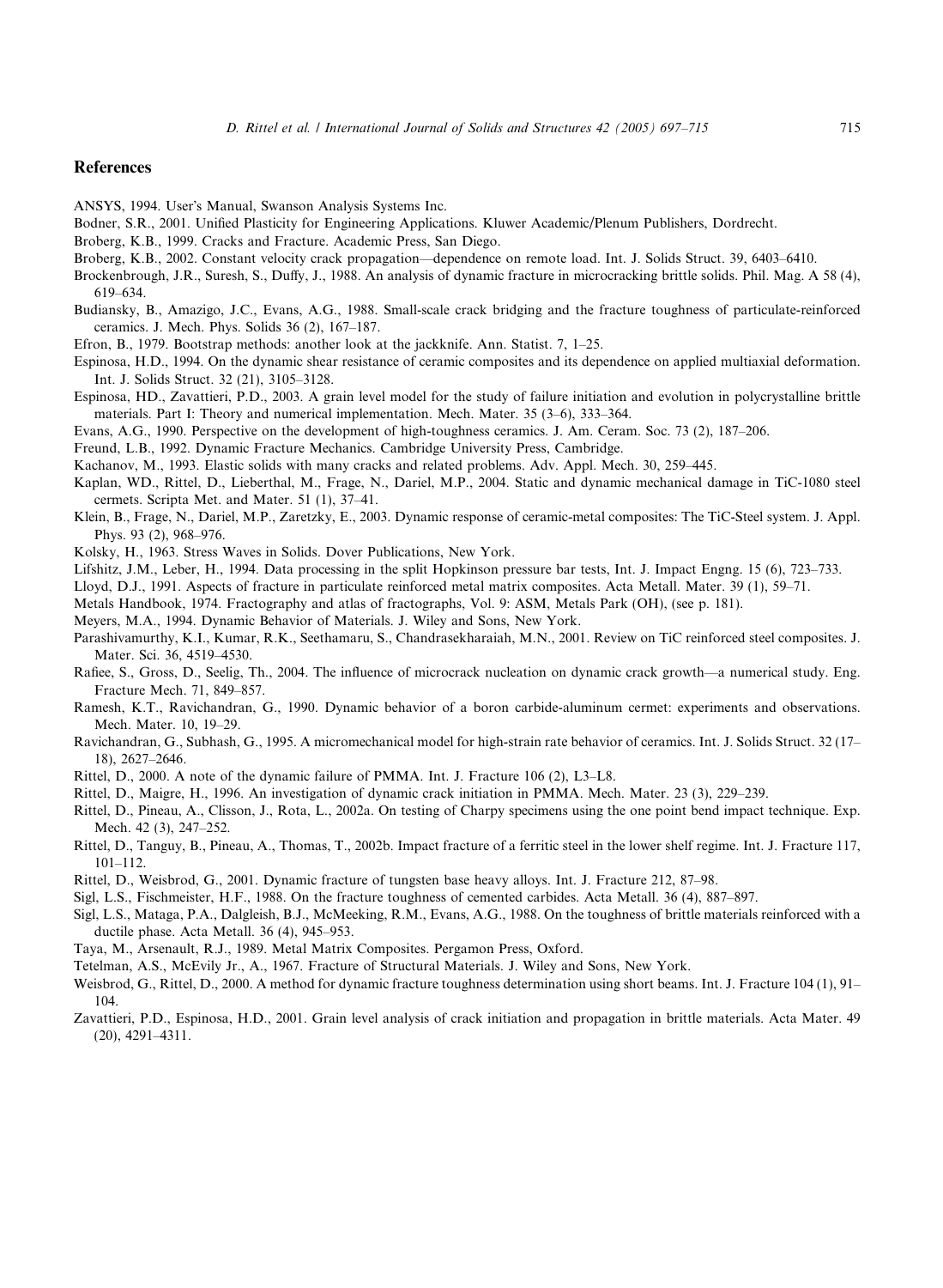## References

ANSYS, 1994. User's Manual, Swanson Analysis Systems Inc.

Bodner, S.R., 2001. Unified Plasticity for Engineering Applications. Kluwer Academic/Plenum Publishers, Dordrecht.

Broberg, K.B., 1999. Cracks and Fracture. Academic Press, San Diego.

Broberg, K.B., 2002. Constant velocity crack propagation—dependence on remote load. Int. J. Solids Struct. 39, 6403–6410.

Brockenbrough, J.R., Suresh, S., Duffy, J., 1988. An analysis of dynamic fracture in microcracking brittle solids. Phil. Mag. A 58 (4), 619–634.

Budiansky, B., Amazigo, J.C., Evans, A.G., 1988. Small-scale crack bridging and the fracture toughness of particulate-reinforced ceramics. J. Mech. Phys. Solids 36 (2), 167–187.

Efron, B., 1979. Bootstrap methods: another look at the jackknife. Ann. Statist. 7, 1–25.

Espinosa, H.D., 1994. On the dynamic shear resistance of ceramic composites and its dependence on applied multiaxial deformation. Int. J. Solids Struct. 32 (21), 3105–3128.

Espinosa, HD., Zavattieri, P.D., 2003. A grain level model for the study of failure initiation and evolution in polycrystalline brittle materials. Part I: Theory and numerical implementation. Mech. Mater. 35 (3–6), 333–364.

Evans, A.G., 1990. Perspective on the development of high-toughness ceramics. J. Am. Ceram. Soc. 73 (2), 187–206.

Freund, L.B., 1992. Dynamic Fracture Mechanics. Cambridge University Press, Cambridge.

Kachanov, M., 1993. Elastic solids with many cracks and related problems. Adv. Appl. Mech. 30, 259–445.

Kaplan, WD., Rittel, D., Lieberthal, M., Frage, N., Dariel, M.P., 2004. Static and dynamic mechanical damage in TiC-1080 steel cermets. Scripta Met. and Mater. 51 (1), 37–41.

Klein, B., Frage, N., Dariel, M.P., Zaretzky, E., 2003. Dynamic response of ceramic-metal composites: The TiC-Steel system. J. Appl. Phys. 93 (2), 968–976.

Kolsky, H., 1963. Stress Waves in Solids. Dover Publications, New York.

Lifshitz, J.M., Leber, H., 1994. Data processing in the split Hopkinson pressure bar tests, Int. J. Impact Engng. 15 (6), 723–733.

Lloyd, D.J., 1991. Aspects of fracture in particulate reinforced metal matrix composites. Acta Metall. Mater. 39 (1), 59–71.

Metals Handbook, 1974. Fractography and atlas of fractographs, Vol. 9: ASM, Metals Park (OH), (see p. 181).

Meyers, M.A., 1994. Dynamic Behavior of Materials. J. Wiley and Sons, New York.

Parashivamurthy, K.I., Kumar, R.K., Seethamaru, S., Chandrasekharaiah, M.N., 2001. Review on TiC reinforced steel composites. J. Mater. Sci. 36, 4519–4530.

Rafiee, S., Gross, D., Seelig, Th., 2004. The influence of microcrack nucleation on dynamic crack growth—a numerical study. Eng. Fracture Mech. 71, 849–857.

Ramesh, K.T., Ravichandran, G., 1990. Dynamic behavior of a boron carbide-aluminum cermet: experiments and observations. Mech. Mater. 10, 19–29.

Ravichandran, G., Subhash, G., 1995. A micromechanical model for high-strain rate behavior of ceramics. Int. J. Solids Struct. 32 (17–18), 2627–2646.

Rittel, D., 2000. A note of the dynamic failure of PMMA. Int. J. Fracture 106 (2), L3–L8.

Rittel, D., Maigre, H., 1996. An investigation of dynamic crack initiation in PMMA. Mech. Mater. 23 (3), 229–239.

Rittel, D., Pineau, A., Clisson, J., Rota, L., 2002a. On testing of Charpy specimens using the one point bend impact technique. Exp. Mech. 42 (3), 247–252.

Rittel, D., Tanguy, B., Pineau, A., Thomas, T., 2002b. Impact fracture of a ferritic steel in the lower shelf regime. Int. J. Fracture 117, 101–112.

Rittel, D., Weisbrod, G., 2001. Dynamic fracture of tungsten base heavy alloys. Int. J. Fracture 212, 87–98.

Sigl, L.S., Fischmeister, H.F., 1988. On the fracture toughness of cemented carbides. Acta Metall. 36 (4), 887–897.

Sigl, L.S., Mataga, P.A., Dalgleish, B.J., McMeeking, R.M., Evans, A.G., 1988. On the toughness of brittle materials reinforced with a ductile phase. Acta Metall. 36 (4), 945–953.

Taya, M., Arsenault, R.J., 1989. Metal Matrix Composites. Pergamon Press, Oxford.

Tetelman, A.S., McEvily Jr., A., 1967. Fracture of Structural Materials. J. Wiley and Sons, New York.

Weisbrod, G., Rittel, D., 2000. A method for dynamic fracture toughness determination using short beams. Int. J. Fracture 104 (1), 91–104.

Zavattieri, P.D., Espinosa, H.D., 2001. Grain level analysis of crack initiation and propagation in brittle materials. Acta Mater. 49 (20), 4291–4311.